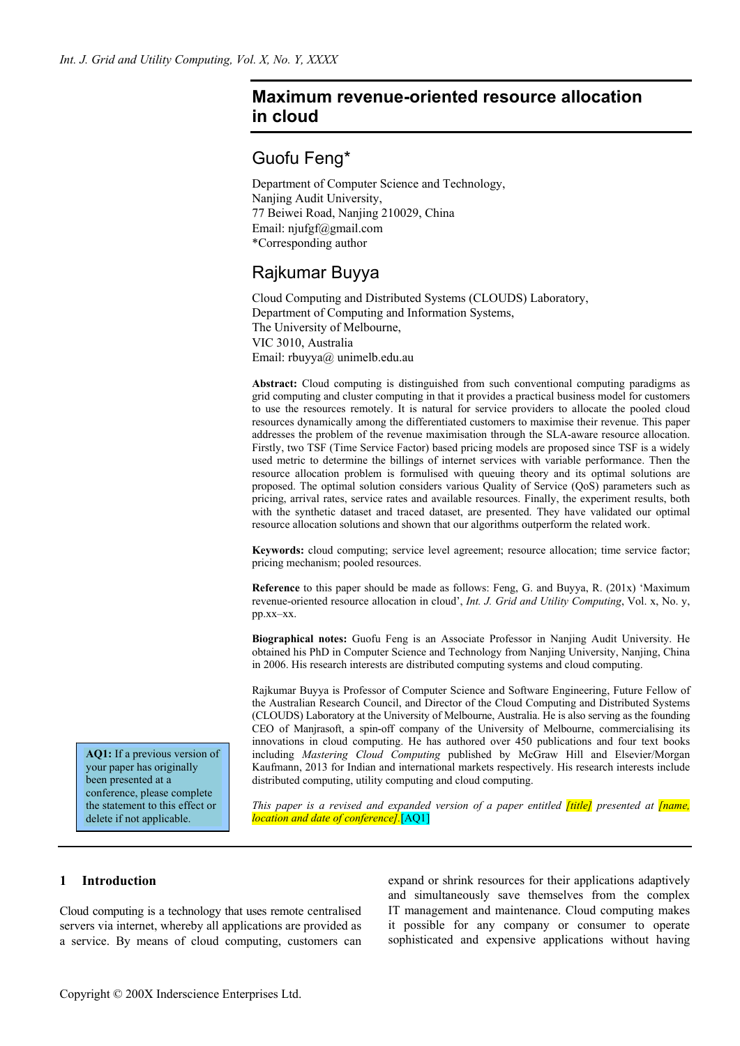# Maximum revenue-oriented resource allocation in cloud

## Guofu Feng*

Department of Computer Science and Technology,
Nanjing Audit University,
77 Beiwei Road, Nanjing 210029, China
Email: njufgf@gmail.com
*Corresponding author

## Rajkumar Buyya

Cloud Computing and Distributed Systems (CLOUDS) Laboratory,
Department of Computing and Information Systems,
The University of Melbourne,
VIC 3010, Australia
Email: rbuyya@ unimelb.edu.au

**Abstract:** Cloud computing is distinguished from such conventional computing paradigms as grid computing and cluster computing in that it provides a practical business model for customers to use the resources remotely. It is natural for service providers to allocate the pooled cloud resources dynamically among the differentiated customers to maximise their revenue. This paper addresses the problem of the revenue maximisation through the SLA-aware resource allocation. Firstly, two TSF (Time Service Factor) based pricing models are proposed since TSF is a widely used metric to determine the billings of internet services with variable performance. Then the resource allocation problem is formulised with queuing theory and its optimal solutions are proposed. The optimal solution considers various Quality of Service (QoS) parameters such as pricing, arrival rates, service rates and available resources. Finally, the experiment results, both with the synthetic dataset and traced dataset, are presented. They have validated our optimal resource allocation solutions and shown that our algorithms outperform the related work.

**Keywords:** cloud computing; service level agreement; resource allocation; time service factor; pricing mechanism; pooled resources.

**Reference** to this paper should be made as follows: Feng, G. and Buyya, R. (201x) 'Maximum revenue-oriented resource allocation in cloud', *Int. J. Grid and Utility Computing*, Vol. x, No. y, pp.xx–xx.

**Biographical notes:** Guofu Feng is an Associate Professor in Nanjing Audit University. He obtained his PhD in Computer Science and Technology from Nanjing University, Nanjing, China in 2006. His research interests are distributed computing systems and cloud computing.

Rajkumar Buyya is Professor of Computer Science and Software Engineering, Future Fellow of the Australian Research Council, and Director of the Cloud Computing and Distributed Systems (CLOUDS) Laboratory at the University of Melbourne, Australia. He is also serving as the founding CEO of Manjrasoft, a spin-off company of the University of Melbourne, commercialising its innovations in cloud computing. He has authored over 450 publications and four text books including *Mastering Cloud Computing* published by McGraw Hill and Elsevier/Morgan Kaufmann, 2013 for Indian and international markets respectively. His research interests include distributed computing, utility computing and cloud computing.

*This paper is a revised and expanded version of a paper entitled [title] presented at [name, location and date of conference].* [AQ1]

**AQ1:** If a previous version of your paper has originally been presented at a conference, please complete the statement to this effect or delete if not applicable.

## 1 Introduction

Cloud computing is a technology that uses remote centralised servers via internet, whereby all applications are provided as a service. By means of cloud computing, customers can expand or shrink resources for their applications adaptively and simultaneously save themselves from the complex IT management and maintenance. Cloud computing makes it possible for any company or consumer to operate sophisticated and expensive applications without having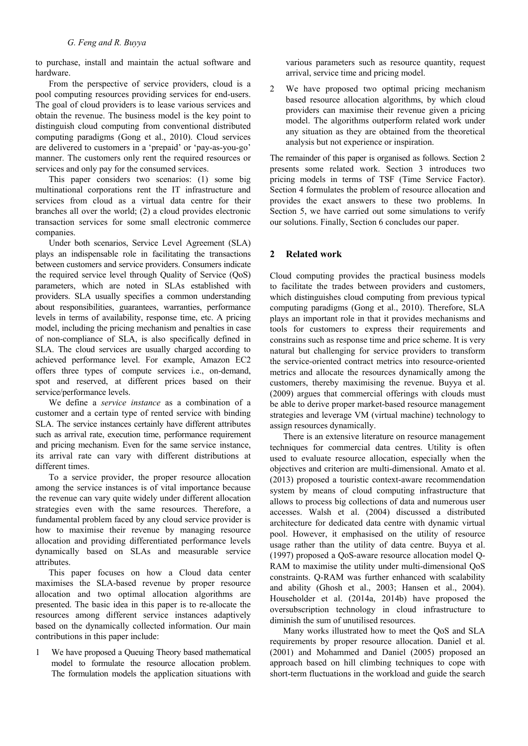to purchase, install and maintain the actual software and hardware.

From the perspective of service providers, cloud is a pool computing resources providing services for end-users. The goal of cloud providers is to lease various services and obtain the revenue. The business model is the key point to distinguish cloud computing from conventional distributed computing paradigms (Gong et al., 2010). Cloud services are delivered to customers in a 'prepaid' or 'pay-as-you-go' manner. The customers only rent the required resources or services and only pay for the consumed services.

This paper considers two scenarios: (1) some big multinational corporations rent the IT infrastructure and services from cloud as a virtual data centre for their branches all over the world; (2) a cloud provides electronic transaction services for some small electronic commerce companies.

Under both scenarios, Service Level Agreement (SLA) plays an indispensable role in facilitating the transactions between customers and service providers. Consumers indicate the required service level through Quality of Service (QoS) parameters, which are noted in SLAs established with providers. SLA usually specifies a common understanding about responsibilities, guarantees, warranties, performance levels in terms of availability, response time, etc. A pricing model, including the pricing mechanism and penalties in case of non-compliance of SLA, is also specifically defined in SLA. The cloud services are usually charged according to achieved performance level. For example, Amazon EC2 offers three types of compute services i.e., on-demand, spot and reserved, at different prices based on their service/performance levels.

We define a *service instance* as a combination of a customer and a certain type of rented service with binding SLA. The service instances certainly have different attributes such as arrival rate, execution time, performance requirement and pricing mechanism. Even for the same service instance, its arrival rate can vary with different distributions at different times.

To a service provider, the proper resource allocation among the service instances is of vital importance because the revenue can vary quite widely under different allocation strategies even with the same resources. Therefore, a fundamental problem faced by any cloud service provider is how to maximise their revenue by managing resource allocation and providing differentiated performance levels dynamically based on SLAs and measurable service attributes.

This paper focuses on how a Cloud data center maximises the SLA-based revenue by proper resource allocation and two optimal allocation algorithms are presented. The basic idea in this paper is to re-allocate the resources among different service instances adaptively based on the dynamically collected information. Our main contributions in this paper include:

1. We have proposed a Queuing Theory based mathematical model to formulate the resource allocation problem. The formulation models the application situations with various parameters such as resource quantity, request arrival, service time and pricing model.
2. We have proposed two optimal pricing mechanism based resource allocation algorithms, by which cloud providers can maximise their revenue given a pricing model. The algorithms outperform related work under any situation as they are obtained from the theoretical analysis but not experience or inspiration.

The remainder of this paper is organised as follows. Section 2 presents some related work. Section 3 introduces two pricing models in terms of TSF (Time Service Factor). Section 4 formulates the problem of resource allocation and provides the exact answers to these two problems. In Section 5, we have carried out some simulations to verify our solutions. Finally, Section 6 concludes our paper.

## 2 Related work

Cloud computing provides the practical business models to facilitate the trades between providers and customers, which distinguishes cloud computing from previous typical computing paradigms (Gong et al., 2010). Therefore, SLA plays an important role in that it provides mechanisms and tools for customers to express their requirements and constrains such as response time and price scheme. It is very natural but challenging for service providers to transform the service-oriented contract metrics into resource-oriented metrics and allocate the resources dynamically among the customers, thereby maximising the revenue. Buyya et al. (2009) argues that commercial offerings with clouds must be able to derive proper market-based resource management strategies and leverage VM (virtual machine) technology to assign resources dynamically.

There is an extensive literature on resource management techniques for commercial data centres. Utility is often used to evaluate resource allocation, especially when the objectives and criterion are multi-dimensional. Amato et al. (2013) proposed a touristic context-aware recommendation system by means of cloud computing infrastructure that allows to process big collections of data and numerous user accesses. Walsh et al. (2004) discussed a distributed architecture for dedicated data centre with dynamic virtual pool. However, it emphasised on the utility of resource usage rather than the utility of data centre. Buyya et al. (1997) proposed a QoS-aware resource allocation model Q-RAM to maximise the utility under multi-dimensional QoS constraints. Q-RAM was further enhanced with scalability and ability (Ghosh et al., 2003; Hansen et al., 2004). Householder et al. (2014a, 2014b) have proposed the oversubscription technology in cloud infrastructure to diminish the sum of unutilised resources.

Many works illustrated how to meet the QoS and SLA requirements by proper resource allocation. Daniel et al. (2001) and Mohammed and Daniel (2005) proposed an approach based on hill climbing techniques to cope with short-term fluctuations in the workload and guide the search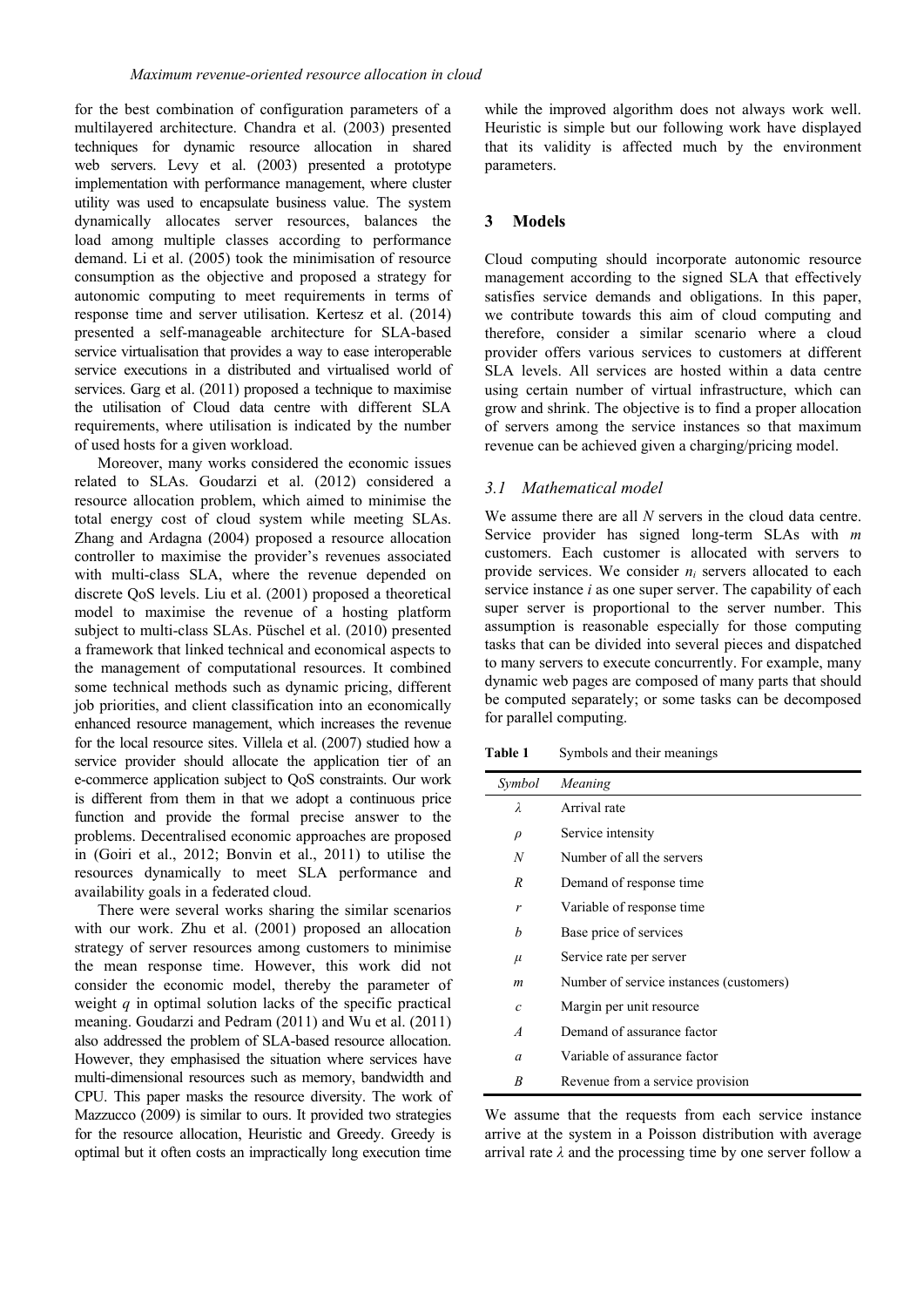for the best combination of configuration parameters of a multilayered architecture. Chandra et al. (2003) presented techniques for dynamic resource allocation in shared web servers. Levy et al. (2003) presented a prototype implementation with performance management, where cluster utility was used to encapsulate business value. The system dynamically allocates server resources, balances the load among multiple classes according to performance demand. Li et al. (2005) took the minimisation of resource consumption as the objective and proposed a strategy for autonomic computing to meet requirements in terms of response time and server utilisation. Kertesz et al. (2014) presented a self-manageable architecture for SLA-based service virtualisation that provides a way to ease interoperable service executions in a distributed and virtualised world of services. Garg et al. (2011) proposed a technique to maximise the utilisation of Cloud data centre with different SLA requirements, where utilisation is indicated by the number of used hosts for a given workload.

Moreover, many works considered the economic issues related to SLAs. Goudarzi et al. (2012) considered a resource allocation problem, which aimed to minimise the total energy cost of cloud system while meeting SLAs. Zhang and Ardagna (2004) proposed a resource allocation controller to maximise the provider's revenues associated with multi-class SLA, where the revenue depended on discrete QoS levels. Liu et al. (2001) proposed a theoretical model to maximise the revenue of a hosting platform subject to multi-class SLAs. Püschel et al. (2010) presented a framework that linked technical and economical aspects to the management of computational resources. It combined some technical methods such as dynamic pricing, different job priorities, and client classification into an economically enhanced resource management, which increases the revenue for the local resource sites. Villela et al. (2007) studied how a service provider should allocate the application tier of an e-commerce application subject to QoS constraints. Our work is different from them in that we adopt a continuous price function and provide the formal precise answer to the problems. Decentralised economic approaches are proposed in (Goiri et al., 2012; Bonvin et al., 2011) to utilise the resources dynamically to meet SLA performance and availability goals in a federated cloud.

There were several works sharing the similar scenarios with our work. Zhu et al. (2001) proposed an allocation strategy of server resources among customers to minimise the mean response time. However, this work did not consider the economic model, thereby the parameter of weight $q$ in optimal solution lacks of the specific practical meaning. Goudarzi and Pedram (2011) and Wu et al. (2011) also addressed the problem of SLA-based resource allocation. However, they emphasised the situation where services have multi-dimensional resources such as memory, bandwidth and CPU. This paper masks the resource diversity. The work of Mazzucco (2009) is similar to ours. It provided two strategies for the resource allocation, Heuristic and Greedy. Greedy is optimal but it often costs an impractically long execution time while the improved algorithm does not always work well. Heuristic is simple but our following work have displayed that its validity is affected much by the environment parameters.

## 3 Models

Cloud computing should incorporate autonomic resource management according to the signed SLA that effectively satisfies service demands and obligations. In this paper, we contribute towards this aim of cloud computing and therefore, consider a similar scenario where a cloud provider offers various services to customers at different SLA levels. All services are hosted within a data centre using certain number of virtual infrastructure, which can grow and shrink. The objective is to find a proper allocation of servers among the service instances so that maximum revenue can be achieved given a charging/pricing model.

### 3.1 Mathematical model

We assume there are all $N$ servers in the cloud data centre. Service provider has signed long-term SLAs with $m$ customers. Each customer is allocated with servers to provide services. We consider $n_i$ servers allocated to each service instance $i$ as one super server. The capability of each super server is proportional to the server number. This assumption is reasonable especially for those computing tasks that can be divided into several pieces and dispatched to many servers to execute concurrently. For example, many dynamic web pages are composed of many parts that should be computed separately; or some tasks can be decomposed for parallel computing.

**Table 1** Symbols and their meanings

| *Symbol* | *Meaning* |
|---|---|
| $\lambda$ | Arrival rate |
| $\rho$ | Service intensity |
| $N$ | Number of all the servers |
| $R$ | Demand of response time |
| $r$ | Variable of response time |
| $b$ | Base price of services |
| $\mu$ | Service rate per server |
| $m$ | Number of service instances (customers) |
| $c$ | Margin per unit resource |
| $A$ | Demand of assurance factor |
| $a$ | Variable of assurance factor |
| $B$ | Revenue from a service provision |

We assume that the requests from each service instance arrive at the system in a Poisson distribution with average arrival rate $\lambda$ and the processing time by one server follow a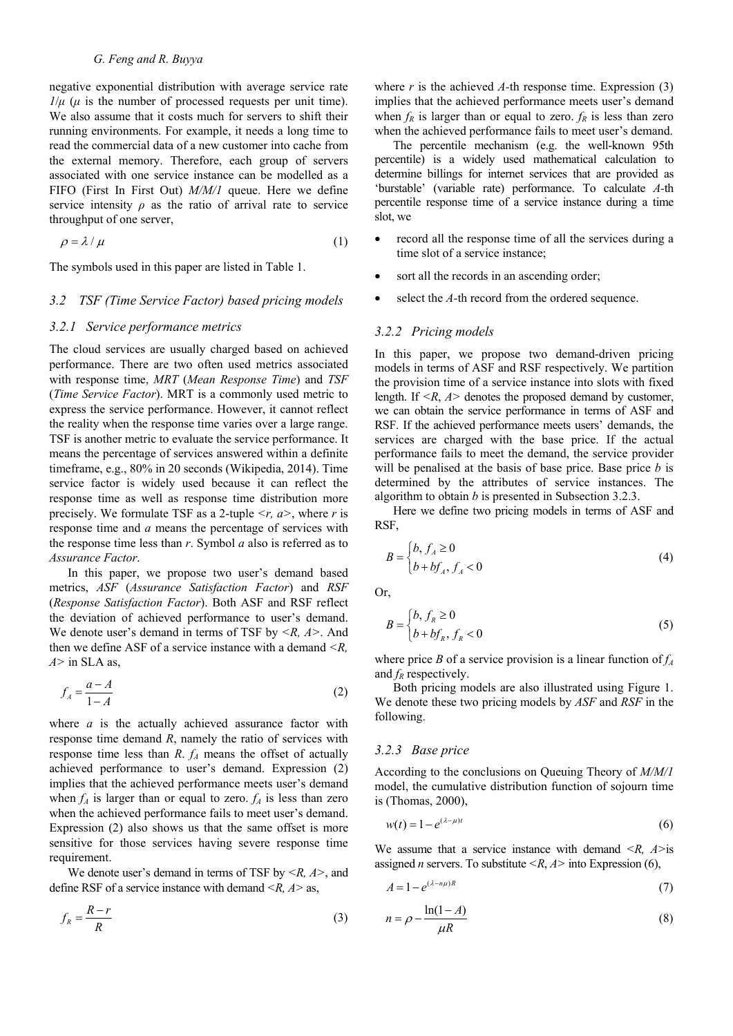negative exponential distribution with average service rate $1/\mu$ ($\mu$ is the number of processed requests per unit time). We also assume that it costs much for servers to shift their running environments. For example, it needs a long time to read the commercial data of a new customer into cache from the external memory. Therefore, each group of servers associated with one service instance can be modelled as a FIFO (First In First Out) *M/M/1* queue. Here we define service intensity $\rho$ as the ratio of arrival rate to service throughput of one server,

$$\rho = \lambda / \mu \tag{1}$$

The symbols used in this paper are listed in Table 1.

### 3.2 TSF (Time Service Factor) based pricing models

#### 3.2.1 Service performance metrics

The cloud services are usually charged based on achieved performance. There are two often used metrics associated with response time, *MRT* (*Mean Response Time*) and *TSF* (*Time Service Factor*). MRT is a commonly used metric to express the service performance. However, it cannot reflect the reality when the response time varies over a large range. TSF is another metric to evaluate the service performance. It means the percentage of services answered within a definite timeframe, e.g., 80% in 20 seconds (Wikipedia, 2014). Time service factor is widely used because it can reflect the response time as well as response time distribution more precisely. We formulate TSF as a 2-tuple $<r, a>$, where $r$ is response time and $a$ means the percentage of services with the response time less than $r$. Symbol $a$ also is referred as to *Assurance Factor*.

In this paper, we propose two user's demand based metrics, *ASF* (*Assurance Satisfaction Factor*) and *RSF* (*Response Satisfaction Factor*). Both ASF and RSF reflect the deviation of achieved performance to user's demand. We denote user's demand in terms of TSF by $<R, A>$. And then we define ASF of a service instance with a demand $<R, A>$ in SLA as,

$$f_A = \frac{a - A}{1 - A} \tag{2}$$

where $a$ is the actually achieved assurance factor with response time demand $R$, namely the ratio of services with response time less than $R$. $f_A$ means the offset of actually achieved performance to user's demand. Expression (2) implies that the achieved performance meets user's demand when $f_A$ is larger than or equal to zero. $f_A$ is less than zero when the achieved performance fails to meet user's demand. Expression (2) also shows us that the same offset is more sensitive for those services having severe response time requirement.

We denote user's demand in terms of TSF by $<R, A>$, and define RSF of a service instance with demand $<R, A>$ as,

$$f_R = \frac{R - r}{R} \tag{3}$$

where $r$ is the achieved $A$-th response time. Expression (3) implies that the achieved performance meets user's demand when $f_R$ is larger than or equal to zero. $f_R$ is less than zero when the achieved performance fails to meet user's demand.

The percentile mechanism (e.g. the well-known 95th percentile) is a widely used mathematical calculation to determine billings for internet services that are provided as 'burstable' (variable rate) performance. To calculate $A$-th percentile response time of a service instance during a time slot, we

- record all the response time of all the services during a time slot of a service instance;
- sort all the records in an ascending order;
- select the $A$-th record from the ordered sequence.

#### 3.2.2 Pricing models

In this paper, we propose two demand-driven pricing models in terms of ASF and RSF respectively. We partition the provision time of a service instance into slots with fixed length. If $<R, A>$ denotes the proposed demand by customer, we can obtain the service performance in terms of ASF and RSF. If the achieved performance meets users' demands, the services are charged with the base price. If the actual performance fails to meet the demand, the service provider will be penalised at the basis of base price. Base price $b$ is determined by the attributes of service instances. The algorithm to obtain $b$ is presented in Subsection 3.2.3.

Here we define two pricing models in terms of ASF and RSF,

$$B = \begin{cases} b, f_A \geq 0 \\ b + bf_A, f_A < 0 \end{cases} \tag{4}$$

Or,

$$B = \begin{cases} b, f_R \geq 0 \\ b + bf_R, f_R < 0 \end{cases} \tag{5}$$

where price $B$ of a service provision is a linear function of $f_A$ and $f_R$ respectively.

Both pricing models are also illustrated using Figure 1. We denote these two pricing models by *ASF* and *RSF* in the following.

#### 3.2.3 Base price

According to the conclusions on Queuing Theory of *M/M/1* model, the cumulative distribution function of sojourn time is (Thomas, 2000),

$$w(t) = 1 - e^{(\lambda - \mu)t} \tag{6}$$

We assume that a service instance with demand $<R, A>$is assigned $n$ servers. To substitute $<R, A>$ into Expression (6),

$$A = 1 - e^{(\lambda - n\mu)R} \tag{7}$$

$$n = \rho - \frac{\ln(1 - A)}{\mu R} \tag{8}$$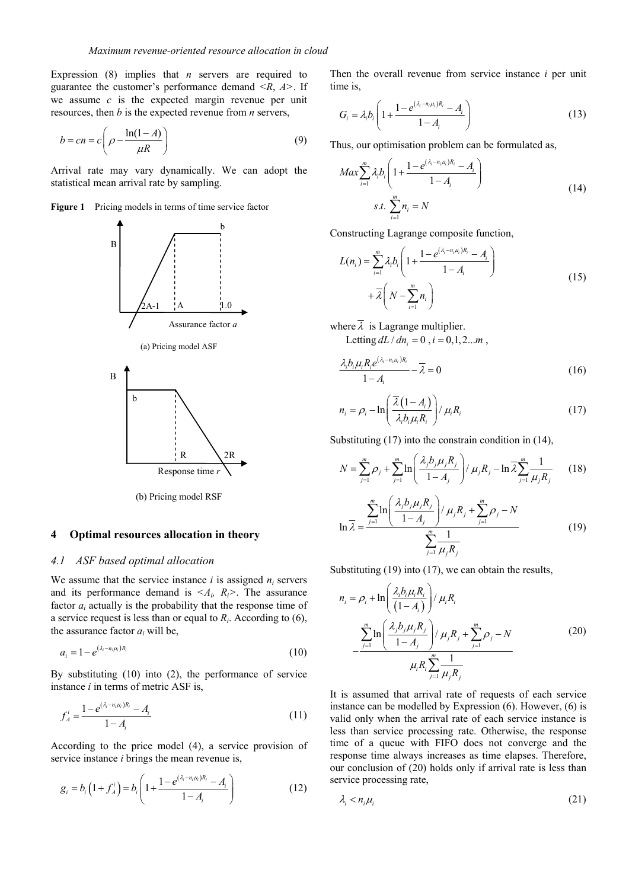Expression (8) implies that $n$ servers are required to guarantee the customer's performance demand $<R, A>$. If we assume $c$ is the expected margin revenue per unit resources, then $b$ is the expected revenue from $n$ servers,

$$b = cn = c\left(\rho - \frac{\ln(1-A)}{\mu R}\right) \tag{9}$$

Arrival rate may vary dynamically. We can adopt the statistical mean arrival rate by sampling.

**Figure 1** Pricing models in terms of time service factor

(a) Pricing model ASF

(b) Pricing model RSF

## 4 Optimal resources allocation in theory

### 4.1 ASF based optimal allocation

We assume that the service instance $i$ is assigned $n_i$ servers and its performance demand is $<A_i, R_i>$. The assurance factor $a_i$ actually is the probability that the response time of a service request is less than or equal to $R_i$. According to (6), the assurance factor $a_i$ will be,

$$a_i = 1 - e^{(\lambda_i - n_i \mu_i)R_i} \tag{10}$$

By substituting (10) into (2), the performance of service instance $i$ in terms of metric ASF is,

$$f_A^i = \frac{1 - e^{(\lambda_i - n_i \mu_i)R_i} - A_i}{1 - A_i} \tag{11}$$

According to the price model (4), a service provision of service instance $i$ brings the mean revenue is,

$$g_i = b_i\left(1 + f_A^i\right) = b_i\left(1 + \frac{1 - e^{(\lambda_i - n_i \mu_i)R_i} - A_i}{1 - A_i}\right) \tag{12}$$

Then the overall revenue from service instance $i$ per unit time is,

$$G_i = \lambda_i b_i\left(1 + \frac{1 - e^{(\lambda_i - n_i \mu_i)R_i} - A_i}{1 - A_i}\right) \tag{13}$$

Thus, our optimisation problem can be formulated as,

$$\begin{aligned} &Max \sum_{i=1}^{m} \lambda_i b_i\left(1 + \frac{1 - e^{(\lambda_i - n_i \mu_i)R_i} - A_i}{1 - A_i}\right) \\ &s.t. \ \sum_{i=1}^{m} n_i = N \end{aligned} \tag{14}$$

Constructing Lagrange composite function,

$$\begin{aligned} L(n_i) = &\sum_{i=1}^{m} \lambda_i b_i\left(1 + \frac{1 - e^{(\lambda_i - n_i \mu_i)R_i} - A_i}{1 - A_i}\right) \\ &+ \overline{\lambda}\left(N - \sum_{i=1}^{m} n_i\right) \end{aligned} \tag{15}$$

where $\overline{\lambda}$ is Lagrange multiplier.

Letting $dL / dn_i = 0$ , $i = 0, 1, 2 \ldots m$ ,

$$\frac{\lambda_i b_i \mu_i R_i e^{(\lambda_i - n_i \mu_i)R_i}}{1 - A_i} - \overline{\lambda} = 0 \tag{16}$$

$$n_i = \rho_i - \ln\left(\frac{\overline{\lambda}\left(1 - A_i\right)}{\lambda_i b_i \mu_i R_i}\right) / \mu_i R_i \tag{17}$$

Substituting (17) into the constrain condition in (14),

$$N = \sum_{j=1}^{m} \rho_j + \sum_{j=1}^{m} \ln\left(\frac{\lambda_j b_j \mu_j R_j}{1 - A_j}\right) / \mu_j R_j - \ln \overline{\lambda} \sum_{j=1}^{m} \frac{1}{\mu_j R_j} \tag{18}$$

$$\ln \overline{\lambda} = \frac{\sum_{j=1}^{m} \ln\left(\frac{\lambda_j b_j \mu_j R_j}{1 - A_j}\right) / \mu_j R_j + \sum_{j=1}^{m} \rho_j - N}{\sum_{j=1}^{m} \frac{1}{\mu_j R_j}} \tag{19}$$

Substituting (19) into (17), we can obtain the results,

$$\begin{aligned} n_i = &\rho_i + \ln\left(\frac{\lambda_i b_i \mu_i R_i}{\left(1 - A_i\right)}\right) / \mu_i R_i \\ &- \frac{\sum_{j=1}^{m} \ln\left(\frac{\lambda_j b_j \mu_j R_j}{1 - A_j}\right) / \mu_j R_j + \sum_{j=1}^{m} \rho_j - N}{\mu_i R_i \sum_{j=1}^{m} \frac{1}{\mu_j R_j}} \end{aligned} \tag{20}$$

It is assumed that arrival rate of requests of each service instance can be modelled by Expression (6). However, (6) is valid only when the arrival rate of each service instance is less than service processing rate. Otherwise, the response time of a queue with FIFO does not converge and the response time always increases as time elapses. Therefore, our conclusion of (20) holds only if arrival rate is less than service processing rate,

$$\lambda_i < n_i \mu_i \tag{21}$$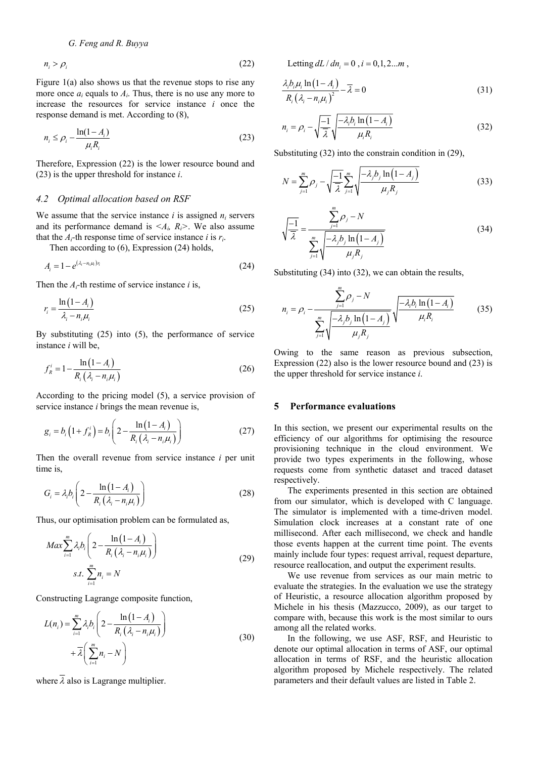$$n_i > \rho_i \tag{22}$$

Figure 1(a) also shows us that the revenue stops to rise any more once $a_i$ equals to $A_i$. Thus, there is no use any more to increase the resources for service instance $i$ once the response demand is met. According to (8),

$$n_i \leq \rho_i - \frac{\ln(1-A_i)}{\mu_i R_i} \tag{23}$$

Therefore, Expression (22) is the lower resource bound and (23) is the upper threshold for instance $i$.

### 4.2 Optimal allocation based on RSF

We assume that the service instance $i$ is assigned $n_i$ servers and its performance demand is $<A_i, R_i>$. We also assume that the $A_i$-th response time of service instance $i$ is $r_i$.

Then according to (6), Expression (24) holds,

$$A_i = 1 - e^{(\lambda_i - n_i\mu_i)r_i} \tag{24}$$

Then the $A_i$-th restime of service instance $i$ is,

$$r_i = \frac{\ln(1-A_i)}{\lambda_i - n_i\mu_i} \tag{25}$$

By substituting (25) into (5), the performance of service instance $i$ will be,

$$f_R^i = 1 - \frac{\ln(1-A_i)}{R_i(\lambda_i - n_i\mu_i)} \tag{26}$$

According to the pricing model (5), a service provision of service instance $i$ brings the mean revenue is,

$$g_i = b_i(1 + f_R^i) = b_i\left(2 - \frac{\ln(1-A_i)}{R_i(\lambda_i - n_i\mu_i)}\right) \tag{27}$$

Then the overall revenue from service instance $i$ per unit time is,

$$G_i = \lambda_i b_i\left(2 - \frac{\ln(1-A_i)}{R_i(\lambda_i - n_i\mu_i)}\right) \tag{28}$$

Thus, our optimisation problem can be formulated as,

$$\begin{aligned} &Max \sum_{i=1}^{m} \lambda_i b_i\left(2 - \frac{\ln(1-A_i)}{R_i(\lambda_i - n_i\mu_i)}\right) \\ &s.t. \sum_{i=1}^{m} n_i = N \end{aligned} \tag{29}$$

Constructing Lagrange composite function,

$$\begin{aligned} L(n_i) = &\sum_{i=1}^{m} \lambda_i b_i\left(2 - \frac{\ln(1-A_i)}{R_i(\lambda_i - n_i\mu_i)}\right) \\ &+ \overline{\lambda}\left(\sum_{i=1}^{m} n_i - N\right) \end{aligned} \tag{30}$$

where $\overline{\lambda}$ also is Lagrange multiplier.

Letting $dL/dn_i = 0$ , $i = 0,1,2...m$ ,

$$\frac{\lambda_i b_i \mu_i \ln(1-A_i)}{R_i(\lambda_i - n_i\mu_i)^2} - \overline{\lambda} = 0 \tag{31}$$

$$n_i = \rho_i - \sqrt{\frac{-1}{\overline{\lambda}}}\sqrt{\frac{-\lambda_i b_i \ln(1-A_i)}{\mu_i R_i}} \tag{32}$$

Substituting (32) into the constrain condition in (29),

$$N = \sum_{j=1}^{m} \rho_j - \sqrt{\frac{-1}{\overline{\lambda}}}\sum_{j=1}^{m}\sqrt{\frac{-\lambda_j b_j \ln(1-A_j)}{\mu_j R_j}} \tag{33}$$

$$\sqrt{\frac{-1}{\overline{\lambda}}} = \frac{\sum_{j=1}^{m} \rho_j - N}{\sum_{j=1}^{m}\sqrt{\frac{-\lambda_j b_j \ln(1-A_j)}{\mu_j R_j}}} \tag{34}$$

Substituting (34) into (32), we can obtain the results,

$$n_i = \rho_i - \frac{\sum_{j=1}^{m} \rho_j - N}{\sum_{j=1}^{m}\sqrt{\frac{-\lambda_j b_j \ln(1-A_j)}{\mu_j R_j}}}\sqrt{\frac{-\lambda_i b_i \ln(1-A_i)}{\mu_i R_i}} \tag{35}$$

Owing to the same reason as previous subsection, Expression (22) also is the lower resource bound and (23) is the upper threshold for service instance $i$.

## 5 Performance evaluations

In this section, we present our experimental results on the efficiency of our algorithms for optimising the resource provisioning technique in the cloud environment. We provide two types experiments in the following, whose requests come from synthetic dataset and traced dataset respectively.

The experiments presented in this section are obtained from our simulator, which is developed with C language. The simulator is implemented with a time-driven model. Simulation clock increases at a constant rate of one millisecond. After each millisecond, we check and handle those events happen at the current time point. The events mainly include four types: request arrival, request departure, resource reallocation, and output the experiment results.

We use revenue from services as our main metric to evaluate the strategies. In the evaluation we use the strategy of Heuristic, a resource allocation algorithm proposed by Michele in his thesis (Mazzucco, 2009), as our target to compare with, because this work is the most similar to ours among all the related works.

In the following, we use ASF, RSF, and Heuristic to denote our optimal allocation in terms of ASF, our optimal allocation in terms of RSF, and the heuristic allocation algorithm proposed by Michele respectively. The related parameters and their default values are listed in Table 2.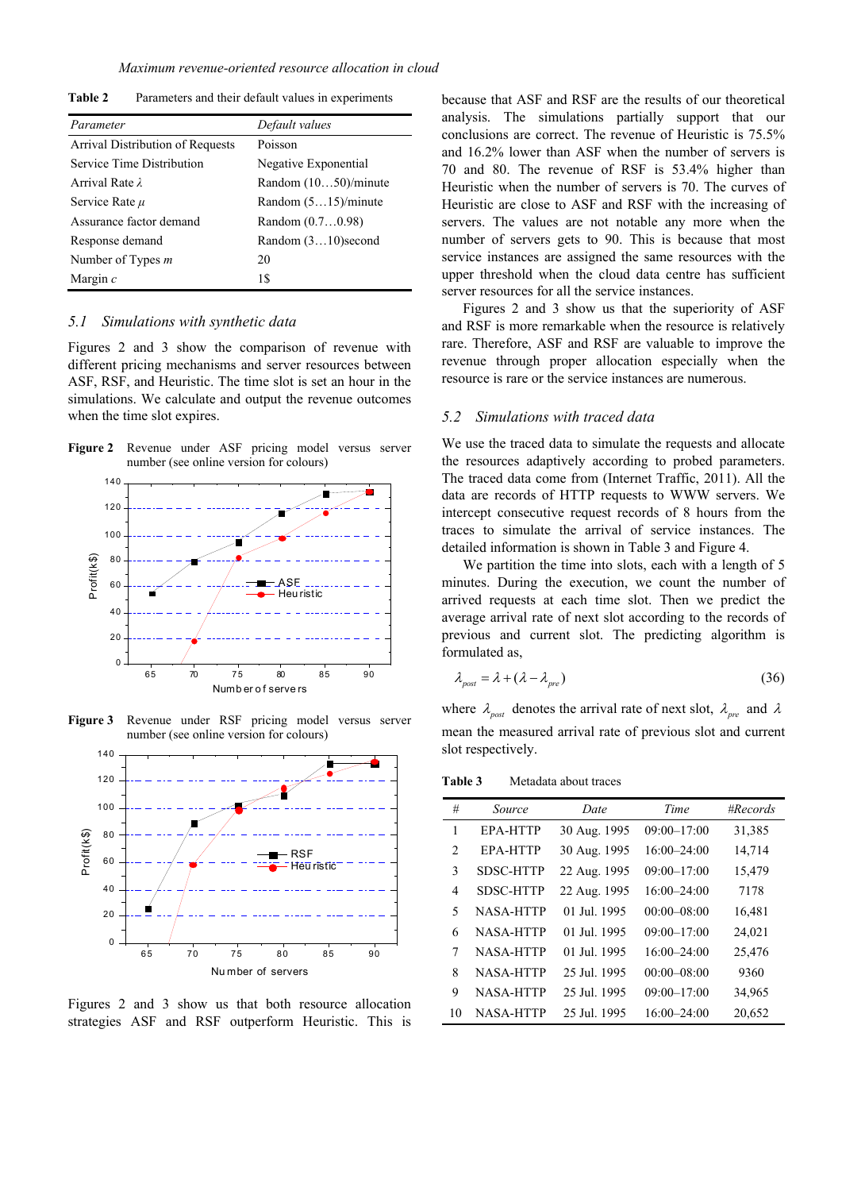**Table 2** Parameters and their default values in experiments

| Parameter | Default values |
|---|---|
| Arrival Distribution of Requests | Poisson |
| Service Time Distribution | Negative Exponential |
| Arrival Rate $\lambda$ | Random (10…50)/minute |
| Service Rate $\mu$ | Random (5…15)/minute |
| Assurance factor demand | Random (0.7…0.98) |
| Response demand | Random (3…10)second |
| Number of Types $m$ | 20 |
| Margin $c$ | 1$ |

### *5.1 Simulations with synthetic data*

Figures 2 and 3 show the comparison of revenue with different pricing mechanisms and server resources between ASF, RSF, and Heuristic. The time slot is set an hour in the simulations. We calculate and output the revenue outcomes when the time slot expires.

**Figure 2** Revenue under ASF pricing model versus server number (see online version for colours)

**Figure 3** Revenue under RSF pricing model versus server number (see online version for colours)

Figures 2 and 3 show us that both resource allocation strategies ASF and RSF outperform Heuristic. This is because that ASF and RSF are the results of our theoretical analysis. The simulations partially support that our conclusions are correct. The revenue of Heuristic is 75.5% and 16.2% lower than ASF when the number of servers is 70 and 80. The revenue of RSF is 53.4% higher than Heuristic when the number of servers is 70. The curves of Heuristic are close to ASF and RSF with the increasing of servers. The values are not notable any more when the number of servers gets to 90. This is because that most service instances are assigned the same resources with the upper threshold when the cloud data centre has sufficient server resources for all the service instances.

Figures 2 and 3 show us that the superiority of ASF and RSF is more remarkable when the resource is relatively rare. Therefore, ASF and RSF are valuable to improve the revenue through proper allocation especially when the resource is rare or the service instances are numerous.

### *5.2 Simulations with traced data*

We use the traced data to simulate the requests and allocate the resources adaptively according to probed parameters. The traced data come from (Internet Traffic, 2011). All the data are records of HTTP requests to WWW servers. We intercept consecutive request records of 8 hours from the traces to simulate the arrival of service instances. The detailed information is shown in Table 3 and Figure 4.

We partition the time into slots, each with a length of 5 minutes. During the execution, we count the number of arrived requests at each time slot. Then we predict the average arrival rate of next slot according to the records of previous and current slot. The predicting algorithm is formulated as,

$$\lambda_{post} = \lambda + (\lambda - \lambda_{pre}) \tag{36}$$

where $\lambda_{post}$ denotes the arrival rate of next slot, $\lambda_{pre}$ and $\lambda$ mean the measured arrival rate of previous slot and current slot respectively.

**Table 3** Metadata about traces

| # | Source | Date | Time | #Records |
|---|---|---|---|---|
| 1 | EPA-HTTP | 30 Aug. 1995 | 09:00–17:00 | 31,385 |
| 2 | EPA-HTTP | 30 Aug. 1995 | 16:00–24:00 | 14,714 |
| 3 | SDSC-HTTP | 22 Aug. 1995 | 09:00–17:00 | 15,479 |
| 4 | SDSC-HTTP | 22 Aug. 1995 | 16:00–24:00 | 7178 |
| 5 | NASA-HTTP | 01 Jul. 1995 | 00:00–08:00 | 16,481 |
| 6 | NASA-HTTP | 01 Jul. 1995 | 09:00–17:00 | 24,021 |
| 7 | NASA-HTTP | 01 Jul. 1995 | 16:00–24:00 | 25,476 |
| 8 | NASA-HTTP | 25 Jul. 1995 | 00:00–08:00 | 9360 |
| 9 | NASA-HTTP | 25 Jul. 1995 | 09:00–17:00 | 34,965 |
| 10 | NASA-HTTP | 25 Jul. 1995 | 16:00–24:00 | 20,652 |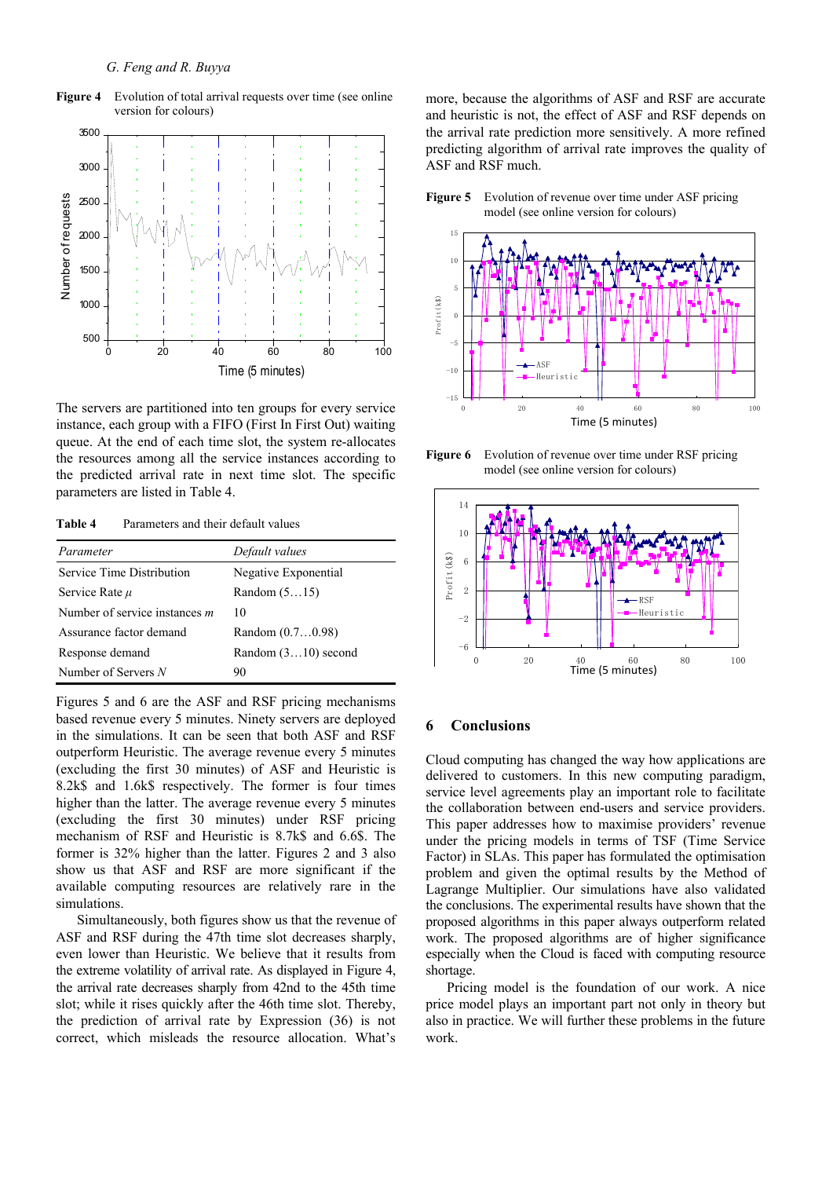**Figure 4** Evolution of total arrival requests over time (see online version for colours)

The servers are partitioned into ten groups for every service instance, each group with a FIFO (First In First Out) waiting queue. At the end of each time slot, the system re-allocates the resources among all the service instances according to the predicted arrival rate in next time slot. The specific parameters are listed in Table 4.

**Table 4** Parameters and their default values

| *Parameter* | *Default values* |
|---|---|
| Service Time Distribution | Negative Exponential |
| Service Rate $\mu$ | Random (5…15) |
| Number of service instances $m$ | 10 |
| Assurance factor demand | Random (0.7…0.98) |
| Response demand | Random (3…10) second |
| Number of Servers $N$ | 90 |

Figures 5 and 6 are the ASF and RSF pricing mechanisms based revenue every 5 minutes. Ninety servers are deployed in the simulations. It can be seen that both ASF and RSF outperform Heuristic. The average revenue every 5 minutes (excluding the first 30 minutes) of ASF and Heuristic is 8.2k$ and 1.6k$ respectively. The former is four times higher than the latter. The average revenue every 5 minutes (excluding the first 30 minutes) under RSF pricing mechanism of RSF and Heuristic is 8.7k$ and 6.6$. The former is 32% higher than the latter. Figures 2 and 3 also show us that ASF and RSF are more significant if the available computing resources are relatively rare in the simulations.

Simultaneously, both figures show us that the revenue of ASF and RSF during the 47th time slot decreases sharply, even lower than Heuristic. We believe that it results from the extreme volatility of arrival rate. As displayed in Figure 4, the arrival rate decreases sharply from 42nd to the 45th time slot; while it rises quickly after the 46th time slot. Thereby, the prediction of arrival rate by Expression (36) is not correct, which misleads the resource allocation. What's more, because the algorithms of ASF and RSF are accurate and heuristic is not, the effect of ASF and RSF depends on the arrival rate prediction more sensitively. A more refined predicting algorithm of arrival rate improves the quality of ASF and RSF much.

**Figure 5** Evolution of revenue over time under ASF pricing model (see online version for colours)

**Figure 6** Evolution of revenue over time under RSF pricing model (see online version for colours)

## 6 Conclusions

Cloud computing has changed the way how applications are delivered to customers. In this new computing paradigm, service level agreements play an important role to facilitate the collaboration between end-users and service providers. This paper addresses how to maximise providers' revenue under the pricing models in terms of TSF (Time Service Factor) in SLAs. This paper has formulated the optimisation problem and given the optimal results by the Method of Lagrange Multiplier. Our simulations have also validated the conclusions. The experimental results have shown that the proposed algorithms in this paper always outperform related work. The proposed algorithms are of higher significance especially when the Cloud is faced with computing resource shortage.

Pricing model is the foundation of our work. A nice price model plays an important part not only in theory but also in practice. We will further these problems in the future work.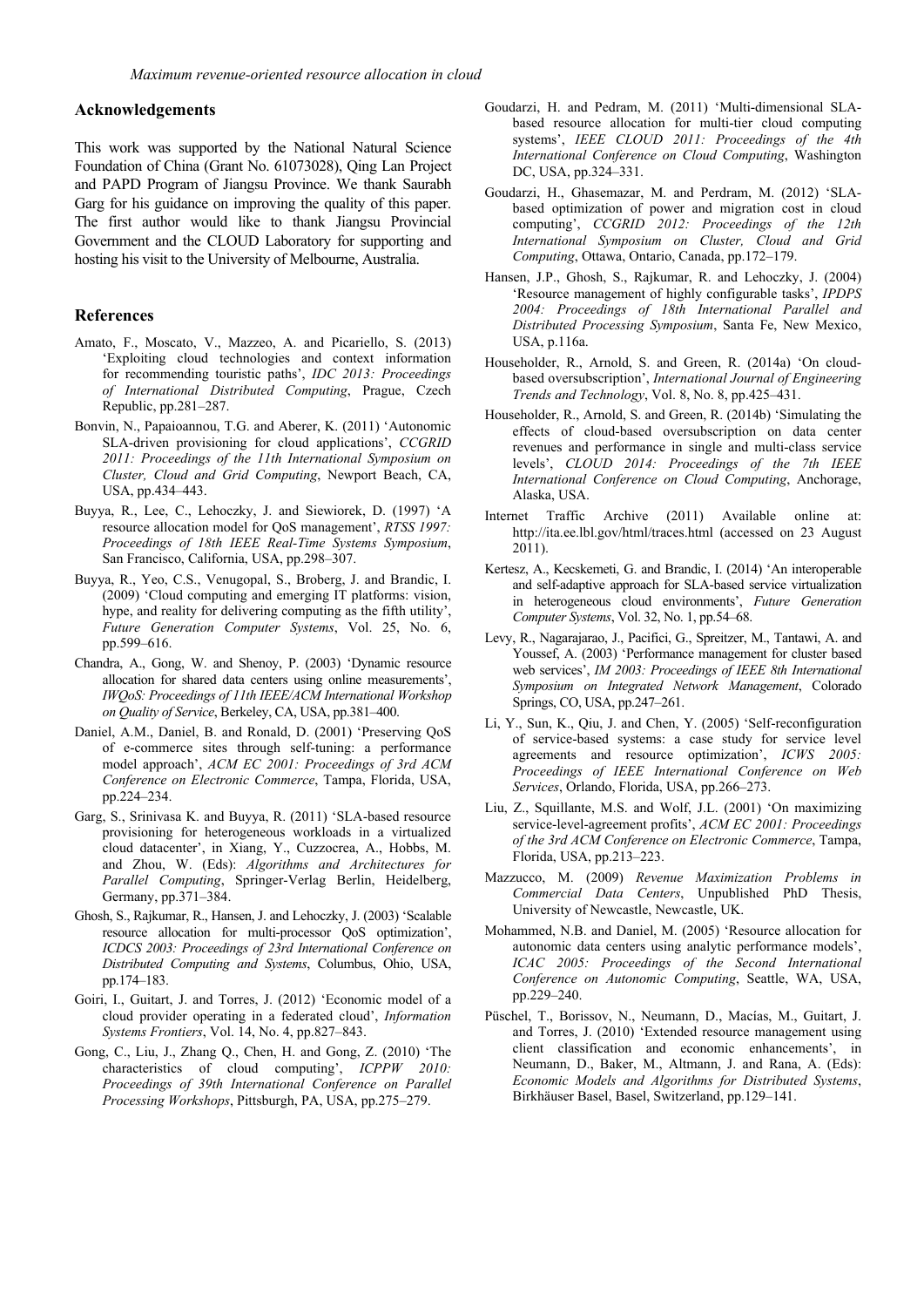## Acknowledgements

This work was supported by the National Natural Science Foundation of China (Grant No. 61073028), Qing Lan Project and PAPD Program of Jiangsu Province. We thank Saurabh Garg for his guidance on improving the quality of this paper. The first author would like to thank Jiangsu Provincial Government and the CLOUD Laboratory for supporting and hosting his visit to the University of Melbourne, Australia.

## References

Amato, F., Moscato, V., Mazzeo, A. and Picariello, S. (2013) 'Exploiting cloud technologies and context information for recommending touristic paths', *IDC 2013: Proceedings of International Distributed Computing*, Prague, Czech Republic, pp.281–287.

Bonvin, N., Papaioannou, T.G. and Aberer, K. (2011) 'Autonomic SLA-driven provisioning for cloud applications', *CCGRID 2011: Proceedings of the 11th International Symposium on Cluster, Cloud and Grid Computing*, Newport Beach, CA, USA, pp.434–443.

Buyya, R., Lee, C., Lehoczky, J. and Siewiorek, D. (1997) 'A resource allocation model for QoS management', *RTSS 1997: Proceedings of 18th IEEE Real-Time Systems Symposium*, San Francisco, California, USA, pp.298–307.

Buyya, R., Yeo, C.S., Venugopal, S., Broberg, J. and Brandic, I. (2009) 'Cloud computing and emerging IT platforms: vision, hype, and reality for delivering computing as the fifth utility', *Future Generation Computer Systems*, Vol. 25, No. 6, pp.599–616.

Chandra, A., Gong, W. and Shenoy, P. (2003) 'Dynamic resource allocation for shared data centers using online measurements', *IWQoS: Proceedings of 11th IEEE/ACM International Workshop on Quality of Service*, Berkeley, CA, USA, pp.381–400.

Daniel, A.M., Daniel, B. and Ronald, D. (2001) 'Preserving QoS of e-commerce sites through self-tuning: a performance model approach', *ACM EC 2001: Proceedings of 3rd ACM Conference on Electronic Commerce*, Tampa, Florida, USA, pp.224–234.

Garg, S., Srinivasa K. and Buyya, R. (2011) 'SLA-based resource provisioning for heterogeneous workloads in a virtualized cloud datacenter', in Xiang, Y., Cuzzocrea, A., Hobbs, M. and Zhou, W. (Eds): *Algorithms and Architectures for Parallel Computing*, Springer-Verlag Berlin, Heidelberg, Germany, pp.371–384.

Ghosh, S., Rajkumar, R., Hansen, J. and Lehoczky, J. (2003) 'Scalable resource allocation for multi-processor QoS optimization', *ICDCS 2003: Proceedings of 23rd International Conference on Distributed Computing and Systems*, Columbus, Ohio, USA, pp.174–183.

Goiri, I., Guitart, J. and Torres, J. (2012) 'Economic model of a cloud provider operating in a federated cloud', *Information Systems Frontiers*, Vol. 14, No. 4, pp.827–843.

Gong, C., Liu, J., Zhang Q., Chen, H. and Gong, Z. (2010) 'The characteristics of cloud computing', *ICPPW 2010: Proceedings of 39th International Conference on Parallel Processing Workshops*, Pittsburgh, PA, USA, pp.275–279.

Goudarzi, H. and Pedram, M. (2011) 'Multi-dimensional SLA-based resource allocation for multi-tier cloud computing systems', *IEEE CLOUD 2011: Proceedings of the 4th International Conference on Cloud Computing*, Washington DC, USA, pp.324–331.

Goudarzi, H., Ghasemazar, M. and Perdram, M. (2012) 'SLA-based optimization of power and migration cost in cloud computing', *CCGRID 2012: Proceedings of the 12th International Symposium on Cluster, Cloud and Grid Computing*, Ottawa, Ontario, Canada, pp.172–179.

Hansen, J.P., Ghosh, S., Rajkumar, R. and Lehoczky, J. (2004) 'Resource management of highly configurable tasks', *IPDPS 2004: Proceedings of 18th International Parallel and Distributed Processing Symposium*, Santa Fe, New Mexico, USA, p.116a.

Householder, R., Arnold, S. and Green, R. (2014a) 'On cloud-based oversubscription', *International Journal of Engineering Trends and Technology*, Vol. 8, No. 8, pp.425–431.

Householder, R., Arnold, S. and Green, R. (2014b) 'Simulating the effects of cloud-based oversubscription on data center revenues and performance in single and multi-class service levels', *CLOUD 2014: Proceedings of the 7th IEEE International Conference on Cloud Computing*, Anchorage, Alaska, USA.

Internet Traffic Archive (2011) Available online at: http://ita.ee.lbl.gov/html/traces.html (accessed on 23 August 2011).

Kertesz, A., Kecskemeti, G. and Brandic, I. (2014) 'An interoperable and self-adaptive approach for SLA-based service virtualization in heterogeneous cloud environments', *Future Generation Computer Systems*, Vol. 32, No. 1, pp.54–68.

Levy, R., Nagarajarao, J., Pacifici, G., Spreitzer, M., Tantawi, A. and Youssef, A. (2003) 'Performance management for cluster based web services', *IM 2003: Proceedings of IEEE 8th International Symposium on Integrated Network Management*, Colorado Springs, CO, USA, pp.247–261.

Li, Y., Sun, K., Qiu, J. and Chen, Y. (2005) 'Self-reconfiguration of service-based systems: a case study for service level agreements and resource optimization', *ICWS 2005: Proceedings of IEEE International Conference on Web Services*, Orlando, Florida, USA, pp.266–273.

Liu, Z., Squillante, M.S. and Wolf, J.L. (2001) 'On maximizing service-level-agreement profits', *ACM EC 2001: Proceedings of the 3rd ACM Conference on Electronic Commerce*, Tampa, Florida, USA, pp.213–223.

Mazzucco, M. (2009) *Revenue Maximization Problems in Commercial Data Centers*, Unpublished PhD Thesis, University of Newcastle, Newcastle, UK.

Mohammed, N.B. and Daniel, M. (2005) 'Resource allocation for autonomic data centers using analytic performance models', *ICAC 2005: Proceedings of the Second International Conference on Autonomic Computing*, Seattle, WA, USA, pp.229–240.

Püschel, T., Borissov, N., Neumann, D., Macías, M., Guitart, J. and Torres, J. (2010) 'Extended resource management using client classification and economic enhancements', in Neumann, D., Baker, M., Altmann, J. and Rana, A. (Eds): *Economic Models and Algorithms for Distributed Systems*, Birkhäuser Basel, Basel, Switzerland, pp.129–141.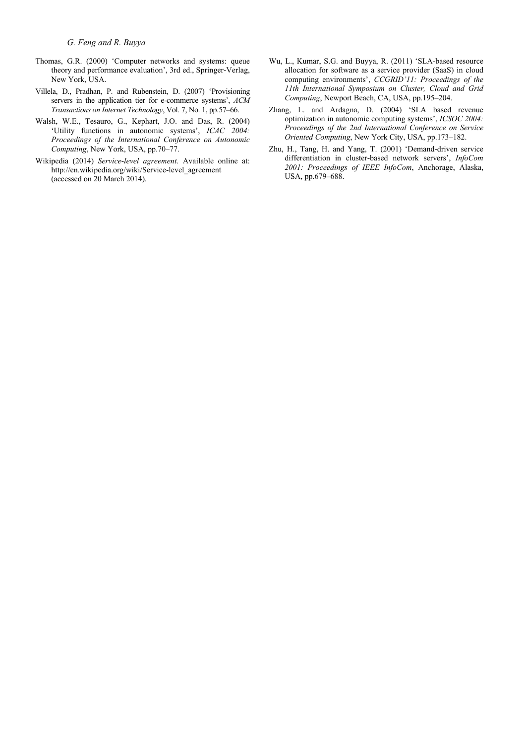Thomas, G.R. (2000) 'Computer networks and systems: queue theory and performance evaluation', 3rd ed., Springer-Verlag, New York, USA.

Villela, D., Pradhan, P. and Rubenstein, D. (2007) 'Provisioning servers in the application tier for e-commerce systems', *ACM Transactions on Internet Technology*, Vol. 7, No. 1, pp.57–66.

Walsh, W.E., Tesauro, G., Kephart, J.O. and Das, R. (2004) 'Utility functions in autonomic systems', *ICAC 2004: Proceedings of the International Conference on Autonomic Computing*, New York, USA, pp.70–77.

Wikipedia (2014) *Service-level agreement*. Available online at: http://en.wikipedia.org/wiki/Service-level_agreement (accessed on 20 March 2014).

Wu, L., Kumar, S.G. and Buyya, R. (2011) 'SLA-based resource allocation for software as a service provider (SaaS) in cloud computing environments', *CCGRID'11: Proceedings of the 11th International Symposium on Cluster, Cloud and Grid Computing*, Newport Beach, CA, USA, pp.195–204.

Zhang, L. and Ardagna, D. (2004) 'SLA based revenue optimization in autonomic computing systems', *ICSOC 2004: Proceedings of the 2nd International Conference on Service Oriented Computing*, New York City, USA, pp.173–182.

Zhu, H., Tang, H. and Yang, T. (2001) 'Demand-driven service differentiation in cluster-based network servers', *InfoCom 2001: Proceedings of IEEE InfoCom*, Anchorage, Alaska, USA, pp.679–688.